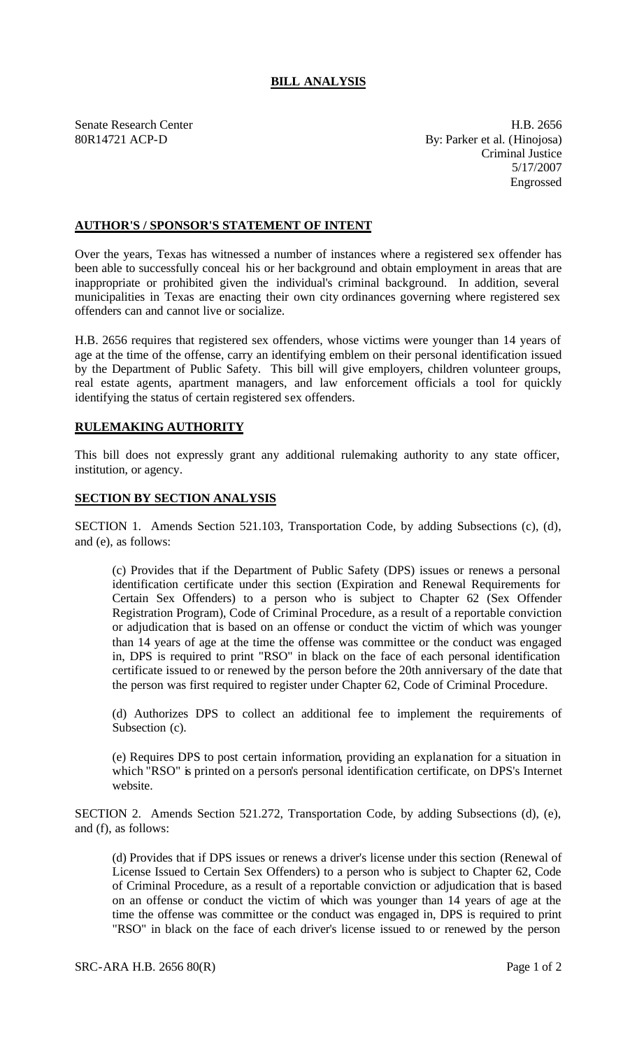# BILL ANALYSIS

Senate Research Center
80R14721 ACP-D

H.B. 2656
By: Parker et al. (Hinojosa)
Criminal Justice
5/17/2007
Engrossed

## AUTHOR'S / SPONSOR'S STATEMENT OF INTENT

Over the years, Texas has witnessed a number of instances where a registered sex offender has been able to successfully conceal his or her background and obtain employment in areas that are inappropriate or prohibited given the individual's criminal background. In addition, several municipalities in Texas are enacting their own city ordinances governing where registered sex offenders can and cannot live or socialize.

H.B. 2656 requires that registered sex offenders, whose victims were younger than 14 years of age at the time of the offense, carry an identifying emblem on their personal identification issued by the Department of Public Safety. This bill will give employers, children volunteer groups, real estate agents, apartment managers, and law enforcement officials a tool for quickly identifying the status of certain registered sex offenders.

## RULEMAKING AUTHORITY

This bill does not expressly grant any additional rulemaking authority to any state officer, institution, or agency.

## SECTION BY SECTION ANALYSIS

SECTION 1. Amends Section 521.103, Transportation Code, by adding Subsections (c), (d), and (e), as follows:

(c) Provides that if the Department of Public Safety (DPS) issues or renews a personal identification certificate under this section (Expiration and Renewal Requirements for Certain Sex Offenders) to a person who is subject to Chapter 62 (Sex Offender Registration Program), Code of Criminal Procedure, as a result of a reportable conviction or adjudication that is based on an offense or conduct the victim of which was younger than 14 years of age at the time the offense was committee or the conduct was engaged in, DPS is required to print "RSO" in black on the face of each personal identification certificate issued to or renewed by the person before the 20th anniversary of the date that the person was first required to register under Chapter 62, Code of Criminal Procedure.

(d) Authorizes DPS to collect an additional fee to implement the requirements of Subsection (c).

(e) Requires DPS to post certain information, providing an explanation for a situation in which "RSO" is printed on a person's personal identification certificate, on DPS's Internet website.

SECTION 2. Amends Section 521.272, Transportation Code, by adding Subsections (d), (e), and (f), as follows:

(d) Provides that if DPS issues or renews a driver's license under this section (Renewal of License Issued to Certain Sex Offenders) to a person who is subject to Chapter 62, Code of Criminal Procedure, as a result of a reportable conviction or adjudication that is based on an offense or conduct the victim of which was younger than 14 years of age at the time the offense was committee or the conduct was engaged in, DPS is required to print "RSO" in black on the face of each driver's license issued to or renewed by the person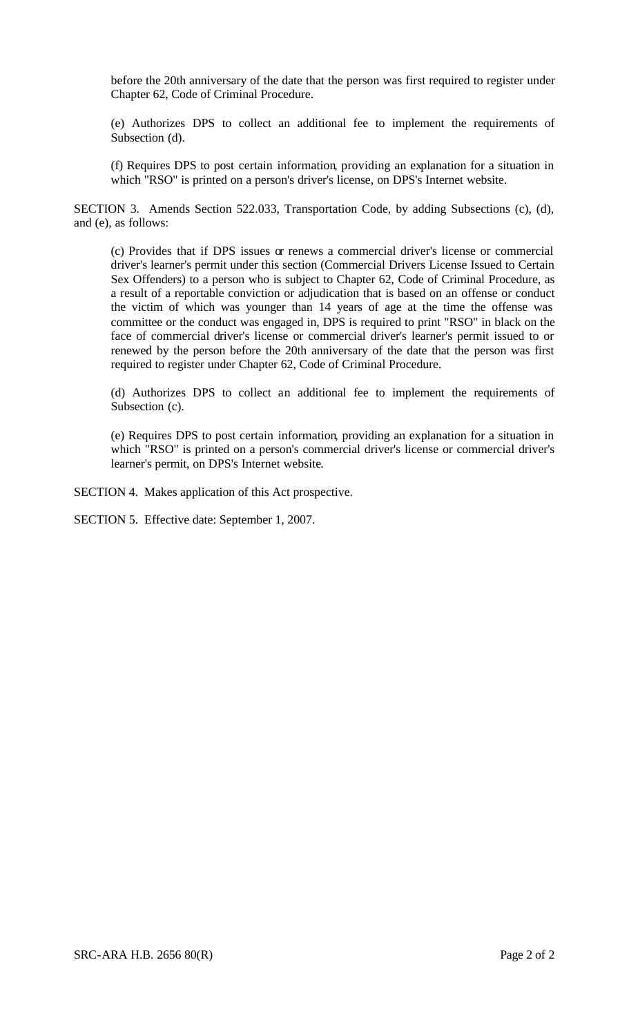before the 20th anniversary of the date that the person was first required to register under Chapter 62, Code of Criminal Procedure.

(e) Authorizes DPS to collect an additional fee to implement the requirements of Subsection (d).

(f) Requires DPS to post certain information, providing an explanation for a situation in which "RSO" is printed on a person's driver's license, on DPS's Internet website.

SECTION 3. Amends Section 522.033, Transportation Code, by adding Subsections (c), (d), and (e), as follows:

(c) Provides that if DPS issues or renews a commercial driver's license or commercial driver's learner's permit under this section (Commercial Drivers License Issued to Certain Sex Offenders) to a person who is subject to Chapter 62, Code of Criminal Procedure, as a result of a reportable conviction or adjudication that is based on an offense or conduct the victim of which was younger than 14 years of age at the time the offense was committee or the conduct was engaged in, DPS is required to print "RSO" in black on the face of commercial driver's license or commercial driver's learner's permit issued to or renewed by the person before the 20th anniversary of the date that the person was first required to register under Chapter 62, Code of Criminal Procedure.

(d) Authorizes DPS to collect an additional fee to implement the requirements of Subsection (c).

(e) Requires DPS to post certain information, providing an explanation for a situation in which "RSO" is printed on a person's commercial driver's license or commercial driver's learner's permit, on DPS's Internet website.

SECTION 4. Makes application of this Act prospective.

SECTION 5. Effective date: September 1, 2007.

SRC-ARA H.B. 2656 80(R)